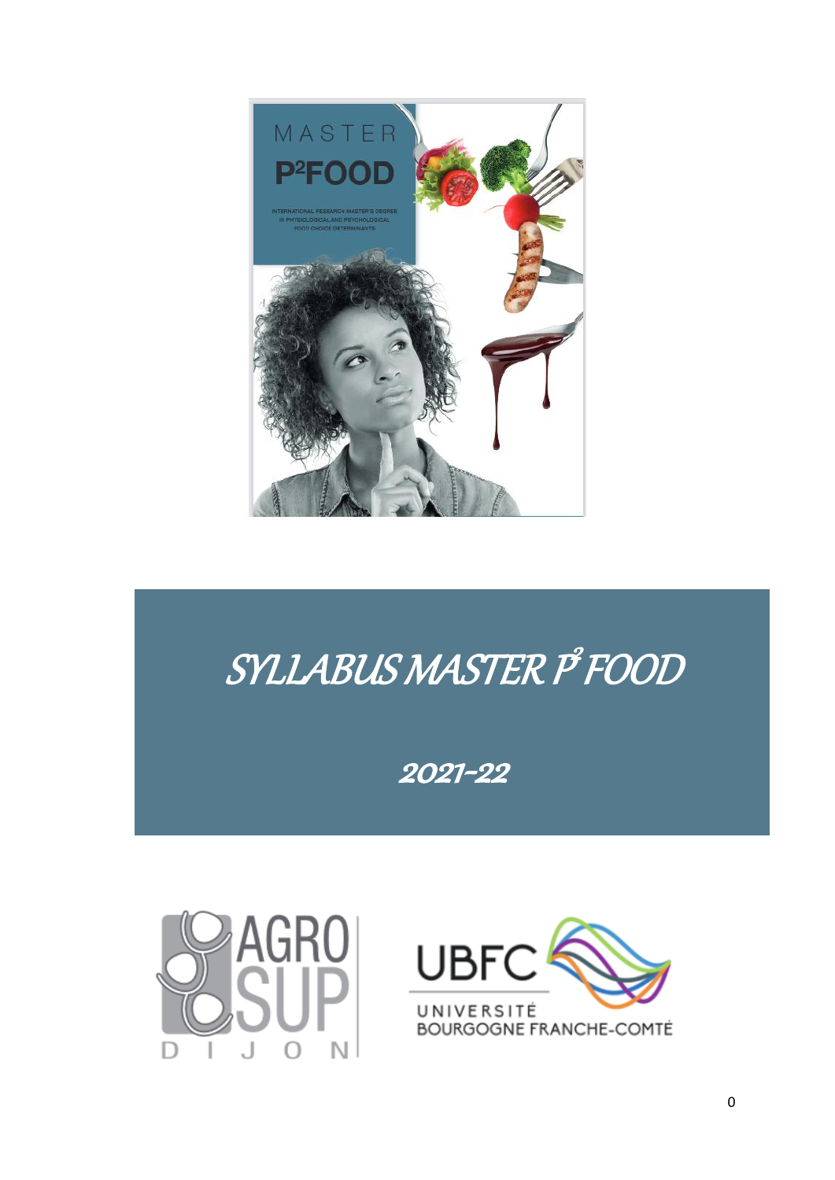MASTER

P²FOOD

INTERNATIONAL RESEARCH MASTER'S DEGREE IN PHYSIOLOGICAL AND PSYCHOLOGICAL FOOD CHOICE DETERMINANTS

# SYLLABUS MASTER P² FOOD

## 2021-22

AGRO SUP DIJON

UBFC UNIVERSITÉ BOURGOGNE FRANCHE-COMTÉ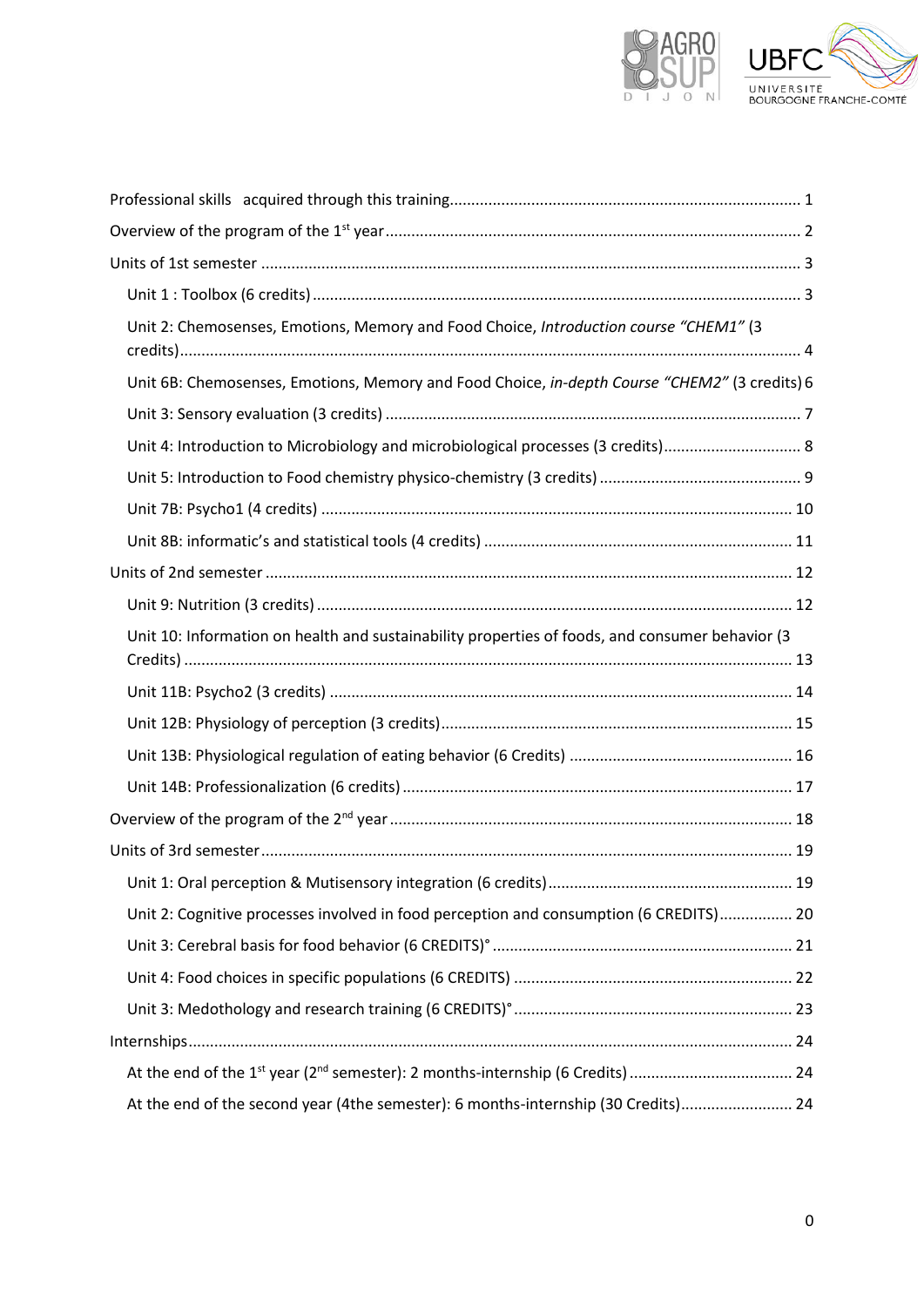Professional skills acquired through this training ........................................................................................ 1

Overview of the program of the 1st year ....................................................................................................... 2

Units of 1st semester ........................................................................................................................................ 3

- Unit 1 : Toolbox (6 credits) ........................................................................................................................ 3
- Unit 2: Chemosenses, Emotions, Memory and Food Choice, *Introduction course "CHEM1"* (3 credits) .......................................................................................................................................................... 4
- Unit 6B: Chemosenses, Emotions, Memory and Food Choice, *in-depth Course "CHEM2"* (3 credits) 6
- Unit 3: Sensory evaluation (3 credits) ........................................................................................................ 7
- Unit 4: Introduction to Microbiology and microbiological processes (3 credits) ..................................... 8
- Unit 5: Introduction to Food chemistry physico-chemistry (3 credits) ..................................................... 9
- Unit 7B: Psycho1 (4 credits) .................................................................................................................... 10
- Unit 8B: informatic's and statistical tools (4 credits) ............................................................................... 11

Units of 2nd semester ..................................................................................................................................... 12

- Unit 9: Nutrition (3 credits) ...................................................................................................................... 12
- Unit 10: Information on health and sustainability properties of foods, and consumer behavior (3 Credits) ...................................................................................................................................................... 13
- Unit 11B: Psycho2 (3 credits) .................................................................................................................. 14
- Unit 12B: Physiology of perception (3 credits) ........................................................................................ 15
- Unit 13B: Physiological regulation of eating behavior (6 Credits) .......................................................... 16
- Unit 14B: Professionalization (6 credits) ................................................................................................. 17

Overview of the program of the 2nd year ...................................................................................................... 18

Units of 3rd semester ...................................................................................................................................... 19

- Unit 1: Oral perception & Mutisensory integration (6 credits) ............................................................... 19
- Unit 2: Cognitive processes involved in food perception and consumption (6 CREDITS) ..................... 20
- Unit 3: Cerebral basis for food behavior (6 CREDITS)° .......................................................................... 21
- Unit 4: Food choices in specific populations (6 CREDITS) ...................................................................... 22
- Unit 3: Medothology and research training (6 CREDITS)° ...................................................................... 23

Internships ...................................................................................................................................................... 24

- At the end of the 1st year (2nd semester): 2 months-internship (6 Credits) .......................................... 24
- At the end of the second year (4the semester): 6 months-internship (30 Credits) ................................ 24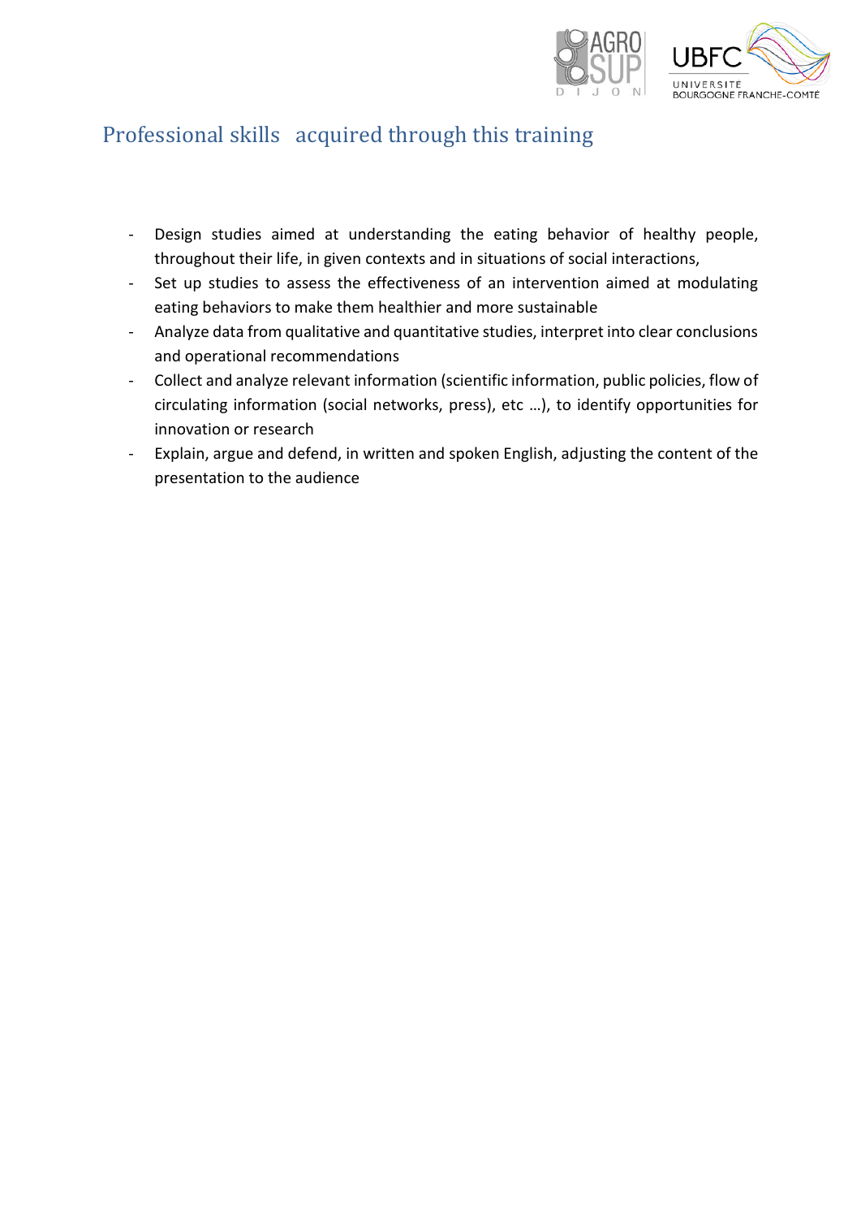## Professional skills acquired through this training

- Design studies aimed at understanding the eating behavior of healthy people, throughout their life, in given contexts and in situations of social interactions,
- Set up studies to assess the effectiveness of an intervention aimed at modulating eating behaviors to make them healthier and more sustainable
- Analyze data from qualitative and quantitative studies, interpret into clear conclusions and operational recommendations
- Collect and analyze relevant information (scientific information, public policies, flow of circulating information (social networks, press), etc …), to identify opportunities for innovation or research
- Explain, argue and defend, in written and spoken English, adjusting the content of the presentation to the audience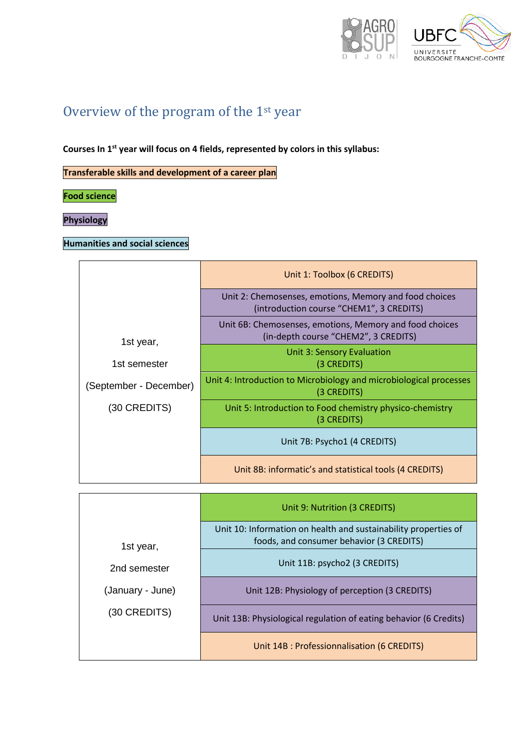# Overview of the program of the 1st year

**Courses In 1st year will focus on 4 fields, represented by colors in this syllabus:**

**Transferable skills and development of a career plan**

**Food science**

**Physiology**

**Humanities and social sciences**

| Semester | Unit |
|---|---|
| 1st year, 1st semester (September - December) (30 CREDITS) | Unit 1: Toolbox (6 CREDITS) |
| | Unit 2: Chemosenses, emotions, Memory and food choices (introduction course “CHEM1”, 3 CREDITS) |
| | Unit 6B: Chemosenses, emotions, Memory and food choices (in-depth course “CHEM2”, 3 CREDITS) |
| | Unit 3: Sensory Evaluation (3 CREDITS) |
| | Unit 4: Introduction to Microbiology and microbiological processes (3 CREDITS) |
| | Unit 5: Introduction to Food chemistry physico-chemistry (3 CREDITS) |
| | Unit 7B: Psycho1 (4 CREDITS) |
| | Unit 8B: informatic’s and statistical tools (4 CREDITS) |

| Semester | Unit |
|---|---|
| 1st year, 2nd semester (January - June) (30 CREDITS) | Unit 9: Nutrition (3 CREDITS) |
| | Unit 10: Information on health and sustainability properties of foods, and consumer behavior (3 CREDITS) |
| | Unit 11B: psycho2 (3 CREDITS) |
| | Unit 12B: Physiology of perception (3 CREDITS) |
| | Unit 13B: Physiological regulation of eating behavior (6 Credits) |
| | Unit 14B : Professionnalisation (6 CREDITS) |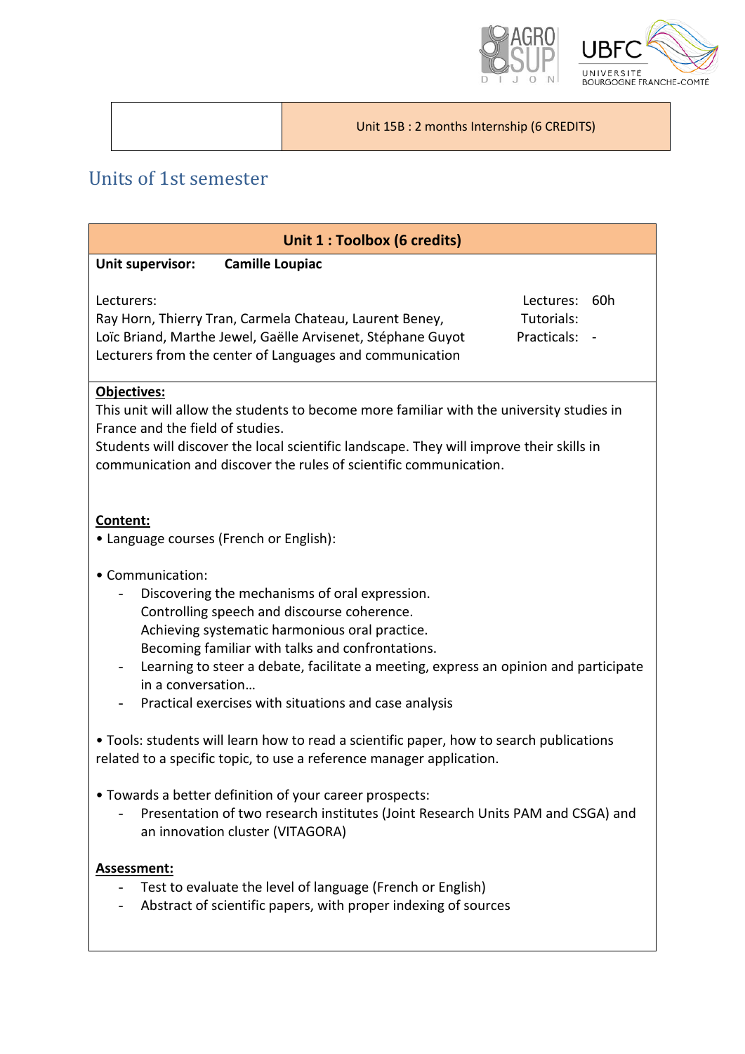| | Unit 15B : 2 months Internship (6 CREDITS) |
|---|---|

## Units of 1st semester

### Unit 1 : Toolbox (6 credits)

**Unit supervisor:** **Camille Loupiac**

Lecturers:
Ray Horn, Thierry Tran, Carmela Chateau, Laurent Beney, Loïc Briand, Marthe Jewel, Gaëlle Arvisenet, Stéphane Guyot
Lecturers from the center of Languages and communication

Lectures: 60h
Tutorials:
Practicals: -

**Objectives:**
This unit will allow the students to become more familiar with the university studies in France and the field of studies.
Students will discover the local scientific landscape. They will improve their skills in communication and discover the rules of scientific communication.

**Content:**

• Language courses (French or English):

• Communication:

- Discovering the mechanisms of oral expression.
  Controlling speech and discourse coherence.
  Achieving systematic harmonious oral practice.
  Becoming familiar with talks and confrontations.
- Learning to steer a debate, facilitate a meeting, express an opinion and participate in a conversation…
- Practical exercises with situations and case analysis

• Tools: students will learn how to read a scientific paper, how to search publications related to a specific topic, to use a reference manager application.

• Towards a better definition of your career prospects:

- Presentation of two research institutes (Joint Research Units PAM and CSGA) and an innovation cluster (VITAGORA)

**Assessment:**

- Test to evaluate the level of language (French or English)
- Abstract of scientific papers, with proper indexing of sources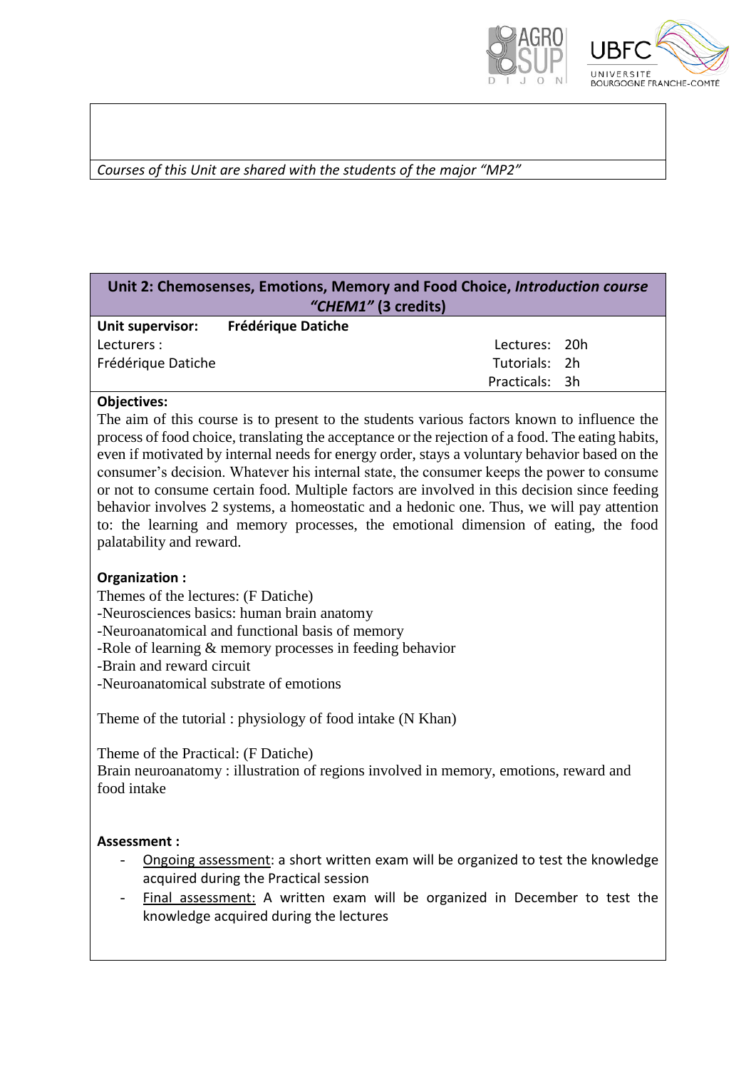*Courses of this Unit are shared with the students of the major "MP2"*

## Unit 2: Chemosenses, Emotions, Memory and Food Choice, *Introduction course "CHEM1"* (3 credits)

| | | |
|---|---|---|
| **Unit supervisor:** | **Frédérique Datiche** | |
| Lecturers : | | Lectures: 20h |
| Frédérique Datiche | | Tutorials: 2h |
| | | Practicals: 3h |

**Objectives:**

The aim of this course is to present to the students various factors known to influence the process of food choice, translating the acceptance or the rejection of a food. The eating habits, even if motivated by internal needs for energy order, stays a voluntary behavior based on the consumer's decision. Whatever his internal state, the consumer keeps the power to consume or not to consume certain food. Multiple factors are involved in this decision since feeding behavior involves 2 systems, a homeostatic and a hedonic one. Thus, we will pay attention to: the learning and memory processes, the emotional dimension of eating, the food palatability and reward.

**Organization :**

Themes of the lectures: (F Datiche)

-Neurosciences basics: human brain anatomy
-Neuroanatomical and functional basis of memory
-Role of learning & memory processes in feeding behavior
-Brain and reward circuit
-Neuroanatomical substrate of emotions

Theme of the tutorial : physiology of food intake (N Khan)

Theme of the Practical: (F Datiche)
Brain neuroanatomy : illustration of regions involved in memory, emotions, reward and food intake

**Assessment :**

- Ongoing assessment: a short written exam will be organized to test the knowledge acquired during the Practical session
- Final assessment: A written exam will be organized in December to test the knowledge acquired during the lectures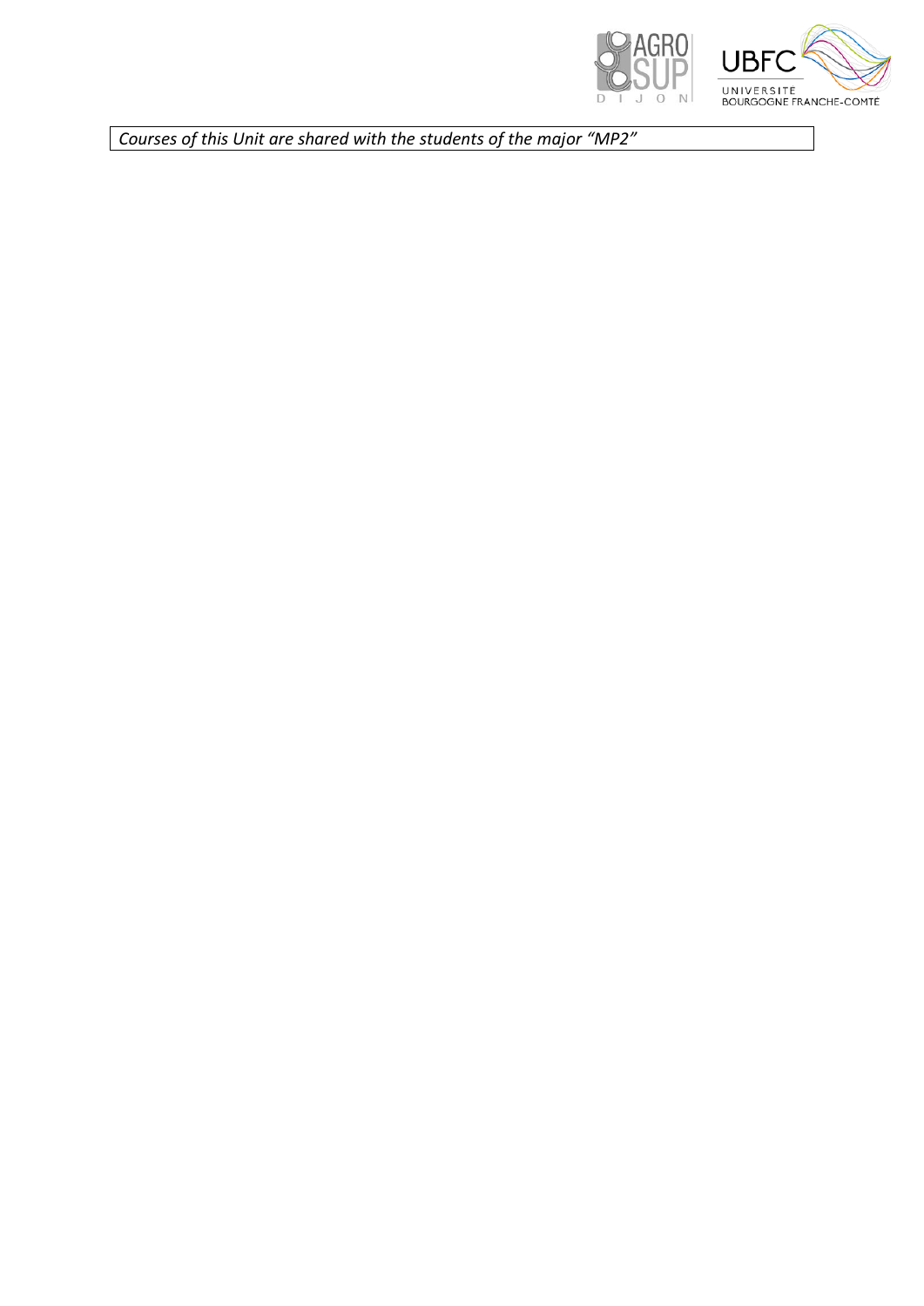*Courses of this Unit are shared with the students of the major “MP2”*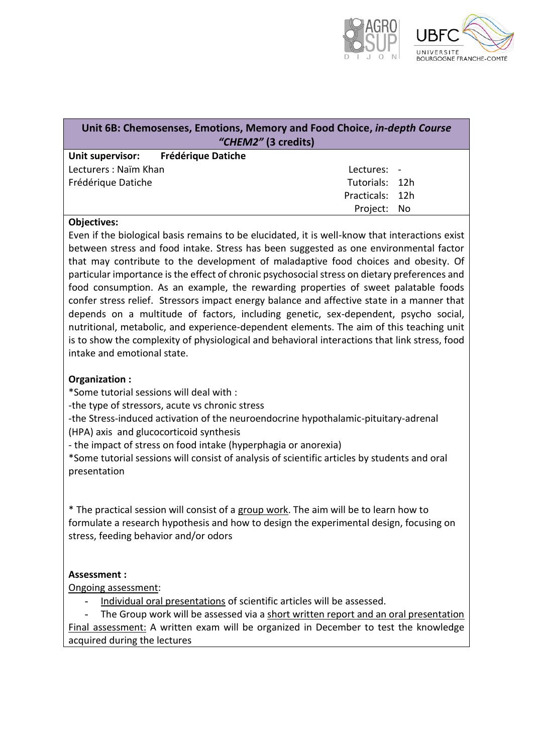## Unit 6B: Chemosenses, Emotions, Memory and Food Choice, *in-depth Course "CHEM2"* (3 credits)

**Unit supervisor:** **Frédérique Datiche**

Lecturers : Naïm Khan
Frédérique Datiche

Lectures: -
Tutorials: 12h
Practicals: 12h
Project: No

**Objectives:**

Even if the biological basis remains to be elucidated, it is well-know that interactions exist between stress and food intake. Stress has been suggested as one environmental factor that may contribute to the development of maladaptive food choices and obesity. Of particular importance is the effect of chronic psychosocial stress on dietary preferences and food consumption. As an example, the rewarding properties of sweet palatable foods confer stress relief. Stressors impact energy balance and affective state in a manner that depends on a multitude of factors, including genetic, sex-dependent, psycho social, nutritional, metabolic, and experience-dependent elements. The aim of this teaching unit is to show the complexity of physiological and behavioral interactions that link stress, food intake and emotional state.

**Organization :**

*Some tutorial sessions will deal with :
-the type of stressors, acute vs chronic stress
-the Stress-induced activation of the neuroendocrine hypothalamic-pituitary-adrenal (HPA) axis and glucocorticoid synthesis
- the impact of stress on food intake (hyperphagia or anorexia)
*Some tutorial sessions will consist of analysis of scientific articles by students and oral presentation

* The practical session will consist of a group work. The aim will be to learn how to formulate a research hypothesis and how to design the experimental design, focusing on stress, feeding behavior and/or odors

**Assessment :**

Ongoing assessment:

- Individual oral presentations of scientific articles will be assessed.
- The Group work will be assessed via a short written report and an oral presentation

Final assessment: A written exam will be organized in December to test the knowledge acquired during the lectures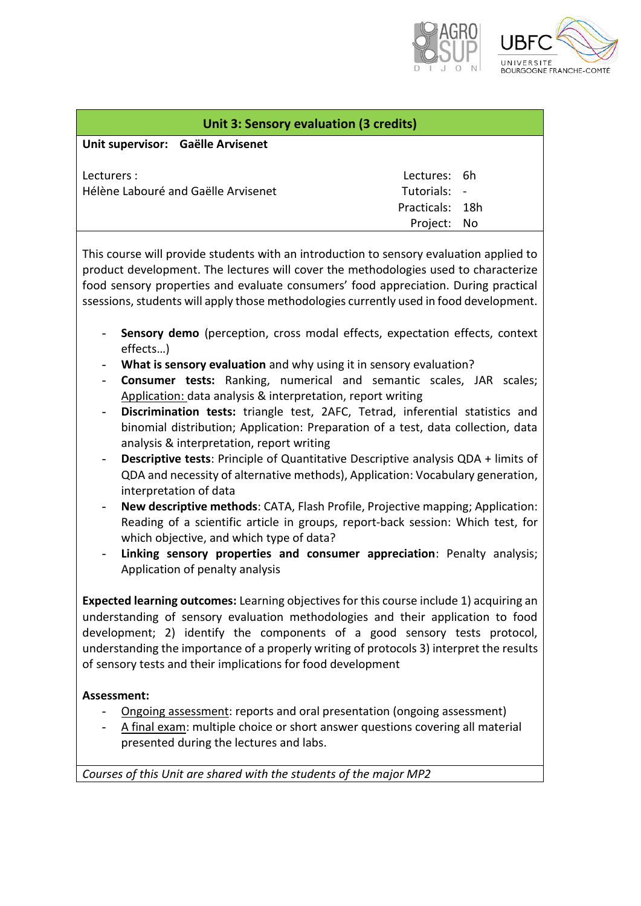## Unit 3: Sensory evaluation (3 credits)

**Unit supervisor:** **Gaëlle Arvisenet**

Lecturers :
Hélène Labouré and Gaëlle Arvisenet

| | |
|---|---|
| Lectures: | 6h |
| Tutorials: | - |
| Practicals: | 18h |
| Project: | No |

This course will provide students with an introduction to sensory evaluation applied to product development. The lectures will cover the methodologies used to characterize food sensory properties and evaluate consumers' food appreciation. During practical ssessions, students will apply those methodologies currently used in food development.

- **Sensory demo** (perception, cross modal effects, expectation effects, context effects…)
- **What is sensory evaluation** and why using it in sensory evaluation?
- **Consumer tests:** Ranking, numerical and semantic scales, JAR scales; Application: data analysis & interpretation, report writing
- **Discrimination tests:** triangle test, 2AFC, Tetrad, inferential statistics and binomial distribution; Application: Preparation of a test, data collection, data analysis & interpretation, report writing
- **Descriptive tests**: Principle of Quantitative Descriptive analysis QDA + limits of QDA and necessity of alternative methods), Application: Vocabulary generation, interpretation of data
- **New descriptive methods**: CATA, Flash Profile, Projective mapping; Application: Reading of a scientific article in groups, report-back session: Which test, for which objective, and which type of data?
- **Linking sensory properties and consumer appreciation**: Penalty analysis; Application of penalty analysis

**Expected learning outcomes:** Learning objectives for this course include 1) acquiring an understanding of sensory evaluation methodologies and their application to food development; 2) identify the components of a good sensory tests protocol, understanding the importance of a properly writing of protocols 3) interpret the results of sensory tests and their implications for food development

**Assessment:**

- Ongoing assessment: reports and oral presentation (ongoing assessment)
- A final exam: multiple choice or short answer questions covering all material presented during the lectures and labs.

*Courses of this Unit are shared with the students of the major MP2*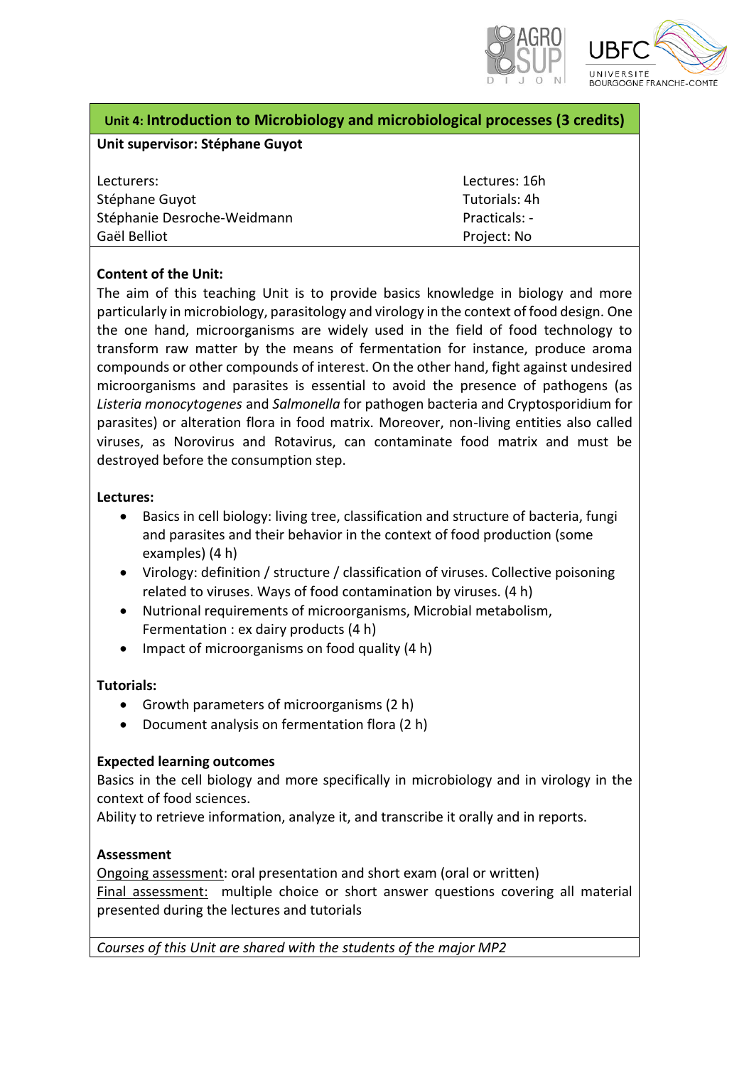## Unit 4: Introduction to Microbiology and microbiological processes (3 credits)

**Unit supervisor: Stéphane Guyot**

| Lecturers: | Lectures: 16h |
|---|---|
| Stéphane Guyot | Tutorials: 4h |
| Stéphanie Desroche-Weidmann | Practicals: - |
| Gaël Belliot | Project: No |

**Content of the Unit:**

The aim of this teaching Unit is to provide basics knowledge in biology and more particularly in microbiology, parasitology and virology in the context of food design. One the one hand, microorganisms are widely used in the field of food technology to transform raw matter by the means of fermentation for instance, produce aroma compounds or other compounds of interest. On the other hand, fight against undesired microorganisms and parasites is essential to avoid the presence of pathogens (as *Listeria monocytogenes* and *Salmonella* for pathogen bacteria and Cryptosporidium for parasites) or alteration flora in food matrix. Moreover, non-living entities also called viruses, as Norovirus and Rotavirus, can contaminate food matrix and must be destroyed before the consumption step.

**Lectures:**

- Basics in cell biology: living tree, classification and structure of bacteria, fungi and parasites and their behavior in the context of food production (some examples) (4 h)
- Virology: definition / structure / classification of viruses. Collective poisoning related to viruses. Ways of food contamination by viruses. (4 h)
- Nutrional requirements of microorganisms, Microbial metabolism, Fermentation : ex dairy products (4 h)
- Impact of microorganisms on food quality (4 h)

**Tutorials:**

- Growth parameters of microorganisms (2 h)
- Document analysis on fermentation flora (2 h)

**Expected learning outcomes**

Basics in the cell biology and more specifically in microbiology and in virology in the context of food sciences.
Ability to retrieve information, analyze it, and transcribe it orally and in reports.

**Assessment**

Ongoing assessment: oral presentation and short exam (oral or written)
Final assessment: multiple choice or short answer questions covering all material presented during the lectures and tutorials

*Courses of this Unit are shared with the students of the major MP2*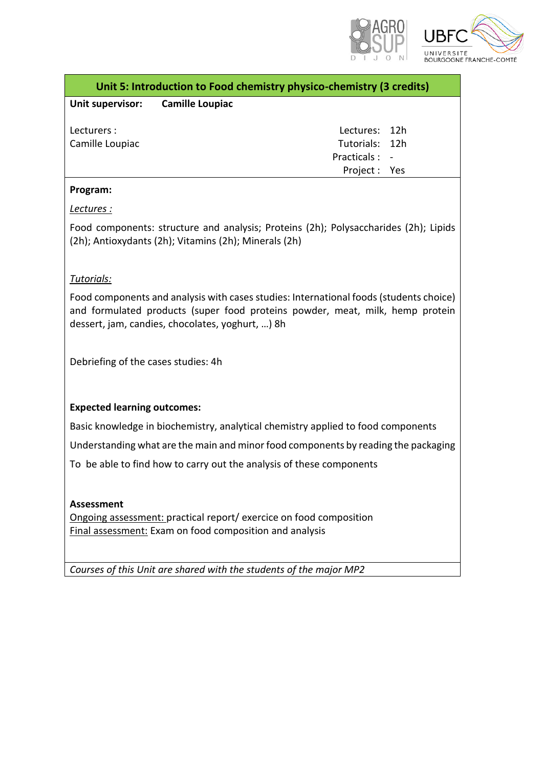## Unit 5: Introduction to Food chemistry physico-chemistry (3 credits)

**Unit supervisor:** **Camille Loupiac**

Lecturers :
Camille Loupiac

Lectures: 12h
Tutorials: 12h
Practicals : -
Project : Yes

**Program:**

*Lectures :*

Food components: structure and analysis; Proteins (2h); Polysaccharides (2h); Lipids (2h); Antioxydants (2h); Vitamins (2h); Minerals (2h)

*Tutorials:*

Food components and analysis with cases studies: International foods (students choice) and formulated products (super food proteins powder, meat, milk, hemp protein dessert, jam, candies, chocolates, yoghurt, …) 8h

Debriefing of the cases studies: 4h

**Expected learning outcomes:**

Basic knowledge in biochemistry, analytical chemistry applied to food components

Understanding what are the main and minor food components by reading the packaging

To be able to find how to carry out the analysis of these components

**Assessment**

Ongoing assessment: practical report/ exercice on food composition
Final assessment: Exam on food composition and analysis

*Courses of this Unit are shared with the students of the major MP2*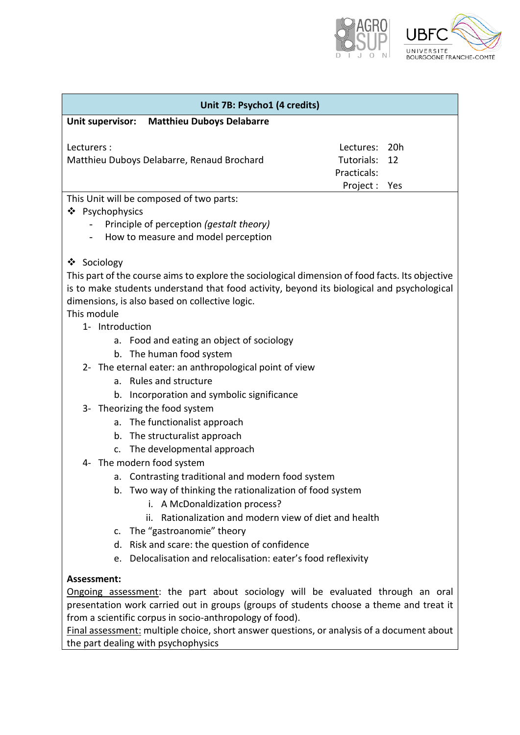## Unit 7B: Psycho1 (4 credits)

**Unit supervisor: Matthieu Duboys Delabarre**

Lecturers :
Matthieu Duboys Delabarre, Renaud Brochard

Lectures: 20h
Tutorials: 12
Practicals:
Project : Yes

This Unit will be composed of two parts:

- Psychophysics
  - Principle of perception *(gestalt theory)*
  - How to measure and model perception

- Sociology

This part of the course aims to explore the sociological dimension of food facts. Its objective is to make students understand that food activity, beyond its biological and psychological dimensions, is also based on collective logic.

This module

1- Introduction
   a. Food and eating an object of sociology
   b. The human food system
2- The eternal eater: an anthropological point of view
   a. Rules and structure
   b. Incorporation and symbolic significance
3- Theorizing the food system
   a. The functionalist approach
   b. The structuralist approach
   c. The developmental approach
4- The modern food system
   a. Contrasting traditional and modern food system
   b. Two way of thinking the rationalization of food system
      i. A McDonaldization process?
      ii. Rationalization and modern view of diet and health
   c. The "gastroanomie" theory
   d. Risk and scare: the question of confidence
   e. Delocalisation and relocalisation: eater's food reflexivity

**Assessment:**

Ongoing assessment: the part about sociology will be evaluated through an oral presentation work carried out in groups (groups of students choose a theme and treat it from a scientific corpus in socio-anthropology of food).

Final assessment: multiple choice, short answer questions, or analysis of a document about the part dealing with psychophysics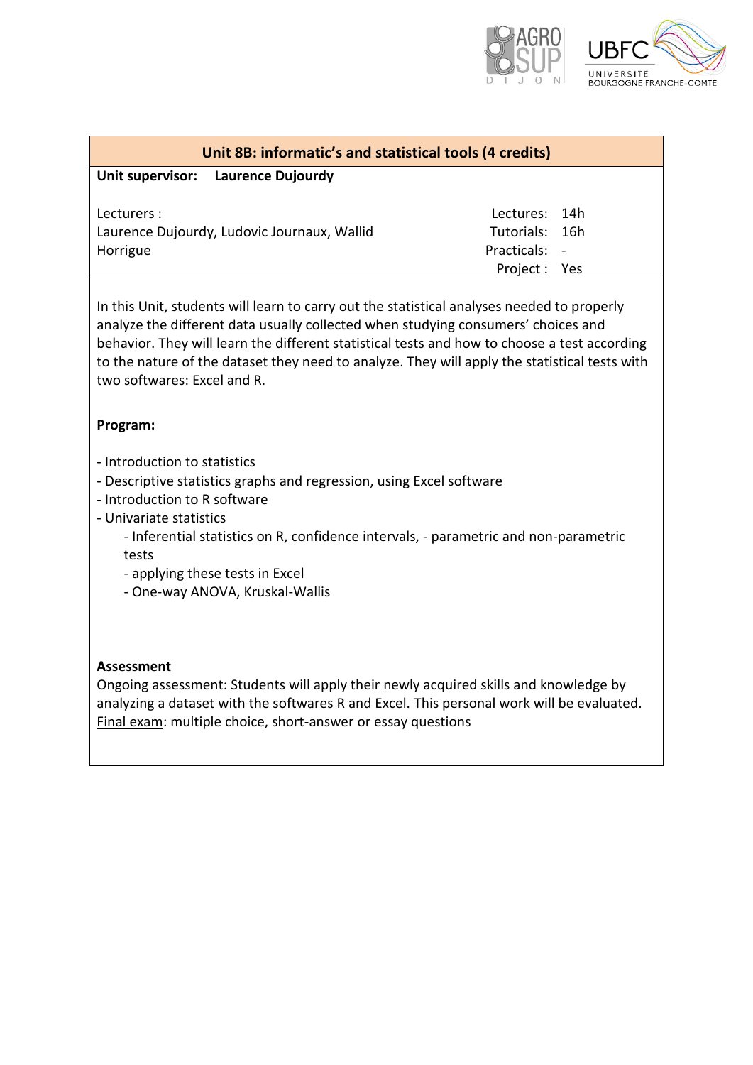## Unit 8B: informatic's and statistical tools (4 credits)

**Unit supervisor: Laurence Dujourdy**

Lecturers :
Laurence Dujourdy, Ludovic Journaux, Wallid Horrigue

| | |
|---|---|
| Lectures: | 14h |
| Tutorials: | 16h |
| Practicals: | - |
| Project : | Yes |

In this Unit, students will learn to carry out the statistical analyses needed to properly analyze the different data usually collected when studying consumers' choices and behavior. They will learn the different statistical tests and how to choose a test according to the nature of the dataset they need to analyze. They will apply the statistical tests with two softwares: Excel and R.

**Program:**

- Introduction to statistics
- Descriptive statistics graphs and regression, using Excel software
- Introduction to R software
- Univariate statistics
    - Inferential statistics on R, confidence intervals, - parametric and non-parametric tests
    - applying these tests in Excel
    - One-way ANOVA, Kruskal-Wallis

**Assessment**

Ongoing assessment: Students will apply their newly acquired skills and knowledge by analyzing a dataset with the softwares R and Excel. This personal work will be evaluated.
Final exam: multiple choice, short-answer or essay questions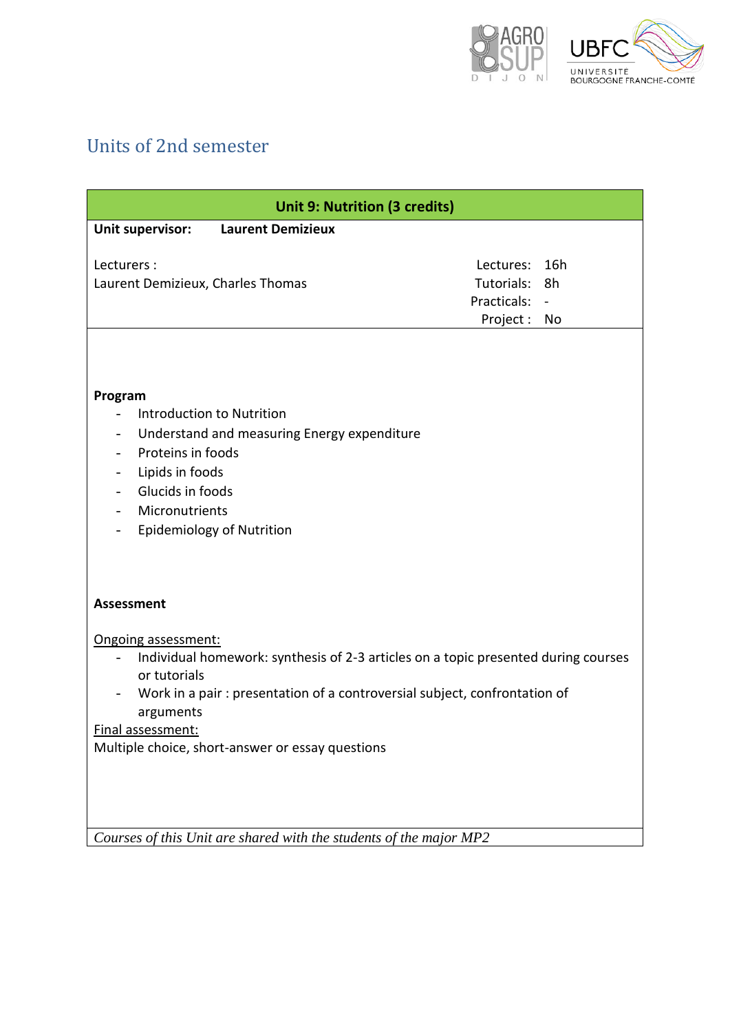## Units of 2nd semester

| Unit 9: Nutrition (3 credits) | |
|---|---|
| **Unit supervisor: Laurent Demizieux** | |
| Lecturers :<br>Laurent Demizieux, Charles Thomas | Lectures: 16h<br>Tutorials: 8h<br>Practicals: -<br>Project : No |

**Program**

- Introduction to Nutrition
- Understand and measuring Energy expenditure
- Proteins in foods
- Lipids in foods
- Glucids in foods
- Micronutrients
- Epidemiology of Nutrition

**Assessment**

Ongoing assessment:

- Individual homework: synthesis of 2-3 articles on a topic presented during courses or tutorials
- Work in a pair : presentation of a controversial subject, confrontation of arguments

Final assessment:

Multiple choice, short-answer or essay questions

*Courses of this Unit are shared with the students of the major MP2*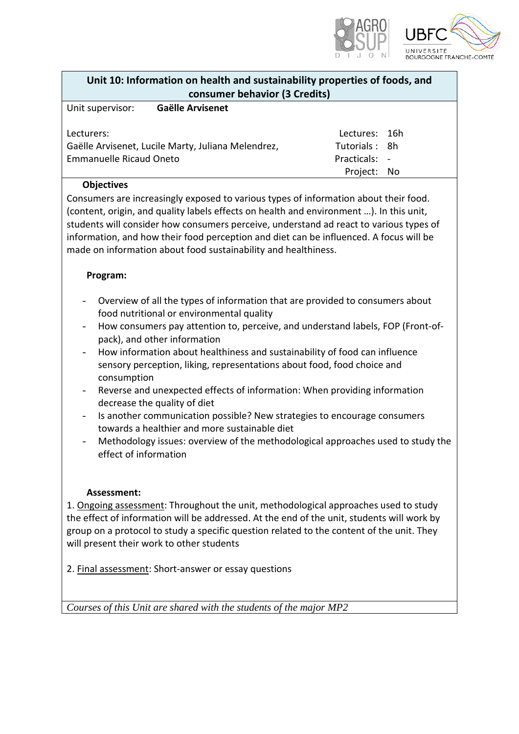## Unit 10: Information on health and sustainability properties of foods, and consumer behavior (3 Credits)

Unit supervisor: **Gaëlle Arvisenet**

| Lecturers: | |
|---|---|
| Gaëlle Arvisenet, Lucile Marty, Juliana Melendrez, Emmanuelle Ricaud Oneto | Lectures: 16h |
| | Tutorials : 8h |
| | Practicals: - |
| | Project: No |

**Objectives**

Consumers are increasingly exposed to various types of information about their food. (content, origin, and quality labels effects on health and environment …). In this unit, students will consider how consumers perceive, understand ad react to various types of information, and how their food perception and diet can be influenced. A focus will be made on information about food sustainability and healthiness.

**Program:**

- Overview of all the types of information that are provided to consumers about food nutritional or environmental quality
- How consumers pay attention to, perceive, and understand labels, FOP (Front-of-pack), and other information
- How information about healthiness and sustainability of food can influence sensory perception, liking, representations about food, food choice and consumption
- Reverse and unexpected effects of information: When providing information decrease the quality of diet
- Is another communication possible? New strategies to encourage consumers towards a healthier and more sustainable diet
- Methodology issues: overview of the methodological approaches used to study the effect of information

**Assessment:**

1. Ongoing assessment: Throughout the unit, methodological approaches used to study the effect of information will be addressed. At the end of the unit, students will work by group on a protocol to study a specific question related to the content of the unit. They will present their work to other students

2. Final assessment: Short-answer or essay questions

*Courses of this Unit are shared with the students of the major MP2*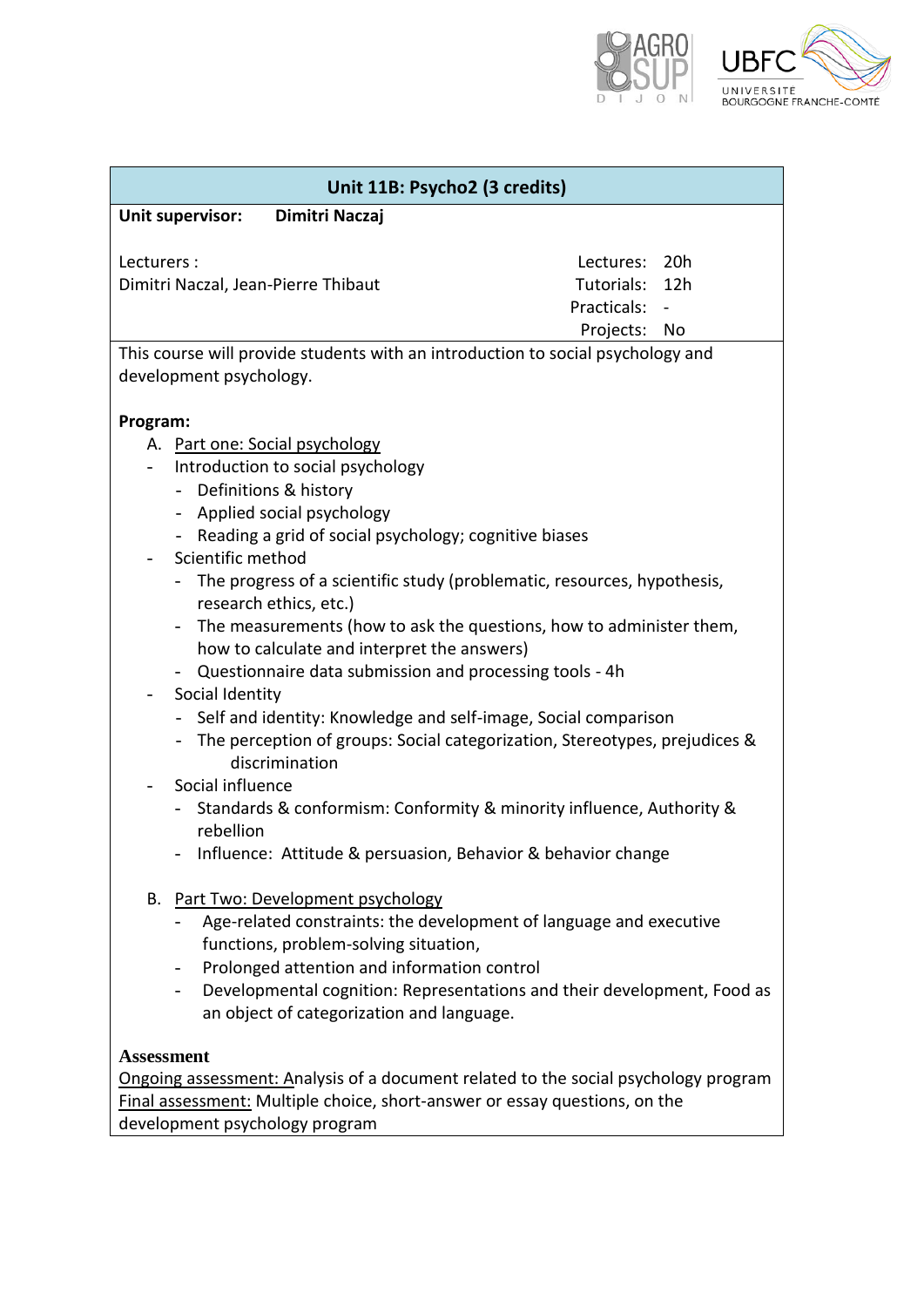## Unit 11B: Psycho2 (3 credits)

**Unit supervisor:** **Dimitri Naczaj**

Lecturers :
Dimitri Naczal, Jean-Pierre Thibaut

| | |
|---|---|
| Lectures: | 20h |
| Tutorials: | 12h |
| Practicals: | - |
| Projects: | No |

This course will provide students with an introduction to social psychology and development psychology.

**Program:**

A. Part one: Social psychology
- Introduction to social psychology
  - Definitions & history
  - Applied social psychology
  - Reading a grid of social psychology; cognitive biases
- Scientific method
  - The progress of a scientific study (problematic, resources, hypothesis, research ethics, etc.)
  - The measurements (how to ask the questions, how to administer them, how to calculate and interpret the answers)
  - Questionnaire data submission and processing tools - 4h
- Social Identity
  - Self and identity: Knowledge and self-image, Social comparison
  - The perception of groups: Social categorization, Stereotypes, prejudices & discrimination
- Social influence
  - Standards & conformism: Conformity & minority influence, Authority & rebellion
  - Influence: Attitude & persuasion, Behavior & behavior change

B. Part Two: Development psychology
- Age-related constraints: the development of language and executive functions, problem-solving situation,
- Prolonged attention and information control
- Developmental cognition: Representations and their development, Food as an object of categorization and language.

**Assessment**

Ongoing assessment: Analysis of a document related to the social psychology program
Final assessment: Multiple choice, short-answer or essay questions, on the development psychology program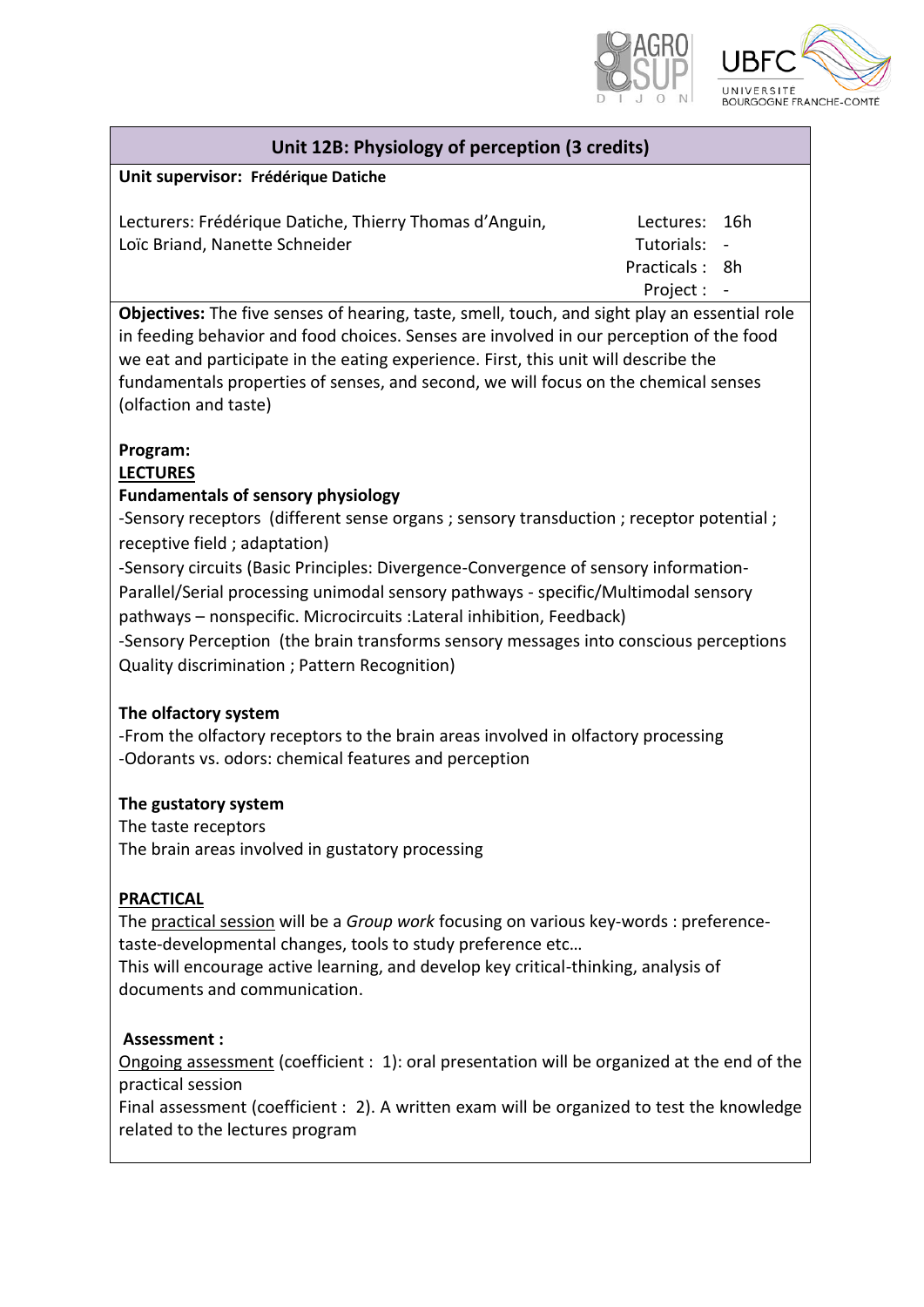## Unit 12B: Physiology of perception (3 credits)

**Unit supervisor: Frédérique Datiche**

Lecturers: Frédérique Datiche, Thierry Thomas d'Anguin, Loïc Briand, Nanette Schneider

| | |
|---|---|
| Lectures: | 16h |
| Tutorials: | - |
| Practicals : | 8h |
| Project : | - |

**Objectives:** The five senses of hearing, taste, smell, touch, and sight play an essential role in feeding behavior and food choices. Senses are involved in our perception of the food we eat and participate in the eating experience. First, this unit will describe the fundamentals properties of senses, and second, we will focus on the chemical senses (olfaction and taste)

**Program:**

**LECTURES**

**Fundamentals of sensory physiology**

-Sensory receptors (different sense organs ; sensory transduction ; receptor potential ; receptive field ; adaptation)

-Sensory circuits (Basic Principles: Divergence-Convergence of sensory information-Parallel/Serial processing unimodal sensory pathways - specific/Multimodal sensory pathways – nonspecific. Microcircuits :Lateral inhibition, Feedback)

-Sensory Perception (the brain transforms sensory messages into conscious perceptions Quality discrimination ; Pattern Recognition)

**The olfactory system**

-From the olfactory receptors to the brain areas involved in olfactory processing

-Odorants vs. odors: chemical features and perception

**The gustatory system**

The taste receptors

The brain areas involved in gustatory processing

**PRACTICAL**

The practical session will be a *Group work* focusing on various key-words : preference-taste-developmental changes, tools to study preference etc…

This will encourage active learning, and develop key critical-thinking, analysis of documents and communication.

**Assessment :**

Ongoing assessment (coefficient : 1): oral presentation will be organized at the end of the practical session

Final assessment (coefficient : 2). A written exam will be organized to test the knowledge related to the lectures program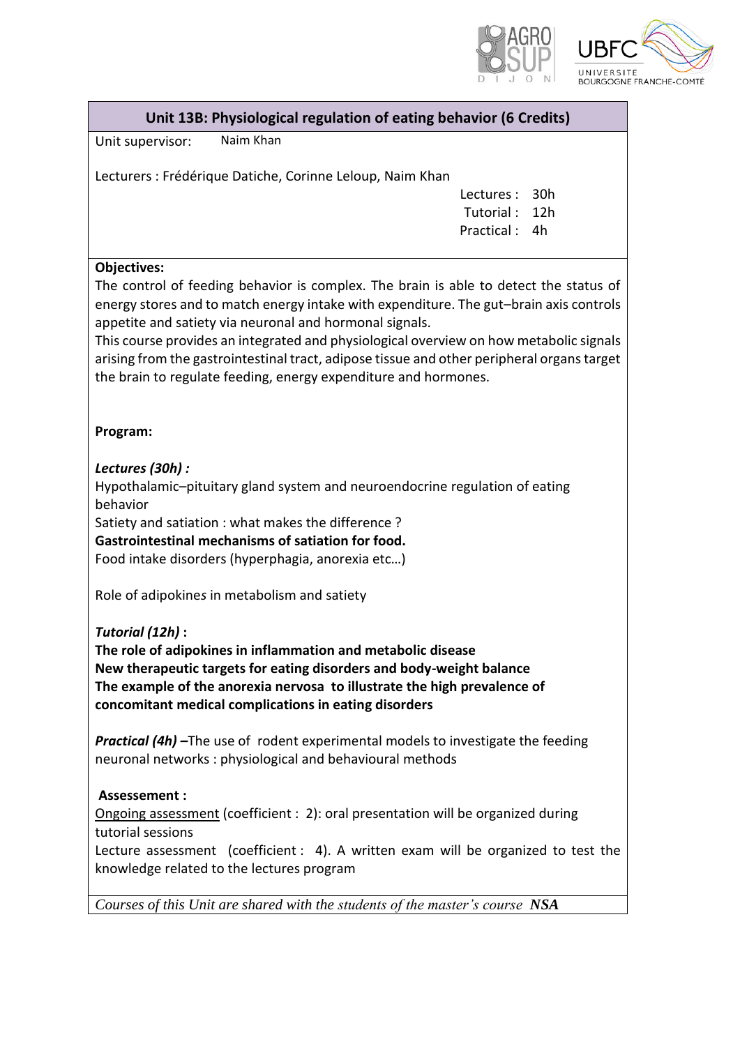## Unit 13B: Physiological regulation of eating behavior (6 Credits)

Unit supervisor: Naim Khan

Lecturers : Frédérique Datiche, Corinne Leloup, Naim Khan

Lectures : 30h
Tutorial : 12h
Practical : 4h

**Objectives:**

The control of feeding behavior is complex. The brain is able to detect the status of energy stores and to match energy intake with expenditure. The gut–brain axis controls appetite and satiety via neuronal and hormonal signals.

This course provides an integrated and physiological overview on how metabolic signals arising from the gastrointestinal tract, adipose tissue and other peripheral organs target the brain to regulate feeding, energy expenditure and hormones.

**Program:**

***Lectures (30h) :***

Hypothalamic–pituitary gland system and neuroendocrine regulation of eating behavior
Satiety and satiation : what makes the difference ?
**Gastrointestinal mechanisms of satiation for food.**
Food intake disorders (hyperphagia, anorexia etc…)

Role of adipokines in metabolism and satiety

***Tutorial (12h)* :**

**The role of adipokines in inflammation and metabolic disease**
**New therapeutic targets for eating disorders and body-weight balance**
**The example of the anorexia nervosa to illustrate the high prevalence of concomitant medical complications in eating disorders**

***Practical (4h)* –**The use of rodent experimental models to investigate the feeding neuronal networks : physiological and behavioural methods

**Assessement :**

Ongoing assessment (coefficient : 2): oral presentation will be organized during tutorial sessions
Lecture assessment (coefficient : 4). A written exam will be organized to test the knowledge related to the lectures program

*Courses of this Unit are shared with the students of the master's course* ***NSA***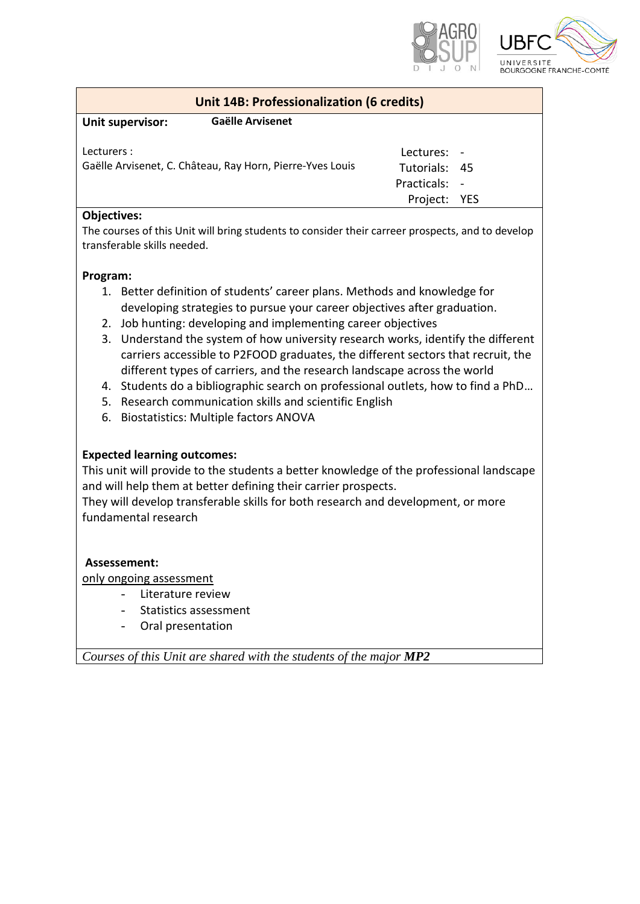## Unit 14B: Professionalization (6 credits)

**Unit supervisor:** **Gaëlle Arvisenet**

Lecturers :
Gaëlle Arvisenet, C. Château, Ray Horn, Pierre-Yves Louis

| | |
|---|---|
| Lectures: | - |
| Tutorials: | 45 |
| Practicals: | - |
| Project: | YES |

**Objectives:**

The courses of this Unit will bring students to consider their carreer prospects, and to develop transferable skills needed.

**Program:**

1. Better definition of students' career plans. Methods and knowledge for developing strategies to pursue your career objectives after graduation.
2. Job hunting: developing and implementing career objectives
3. Understand the system of how university research works, identify the different carriers accessible to P2FOOD graduates, the different sectors that recruit, the different types of carriers, and the research landscape across the world
4. Students do a bibliographic search on professional outlets, how to find a PhD…
5. Research communication skills and scientific English
6. Biostatistics: Multiple factors ANOVA

**Expected learning outcomes:**

This unit will provide to the students a better knowledge of the professional landscape and will help them at better defining their carrier prospects.
They will develop transferable skills for both research and development, or more fundamental research

**Assessement:**

only ongoing assessment

- Literature review
- Statistics assessment
- Oral presentation

*Courses of this Unit are shared with the students of the major* ***MP2***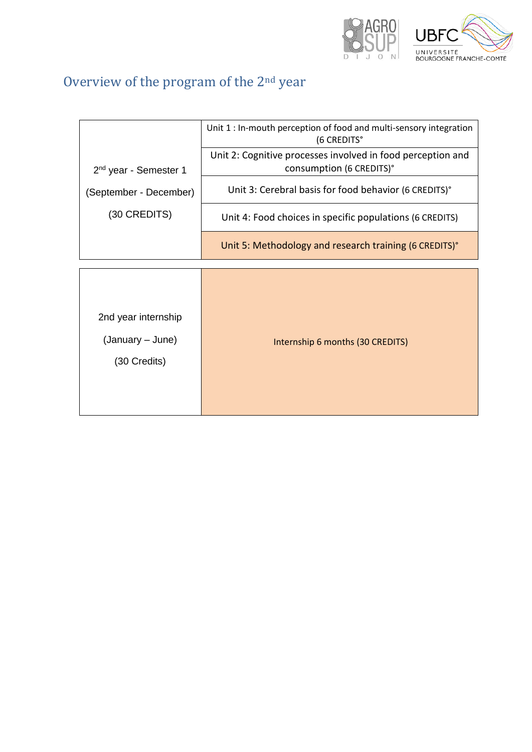## Overview of the program of the 2nd year

| 2nd year - Semester 1 (September - December) (30 CREDITS) | |
|---|---|
| | Unit 1 : In-mouth perception of food and multi-sensory integration (6 CREDITS° |
| | Unit 2: Cognitive processes involved in food perception and consumption (6 CREDITS)° |
| | Unit 3: Cerebral basis for food behavior (6 CREDITS)° |
| | Unit 4: Food choices in specific populations (6 CREDITS) |
| | Unit 5: Methodology and research training (6 CREDITS)° |

| 2nd year internship (January – June) (30 Credits) | Internship 6 months (30 CREDITS) |
|---|---|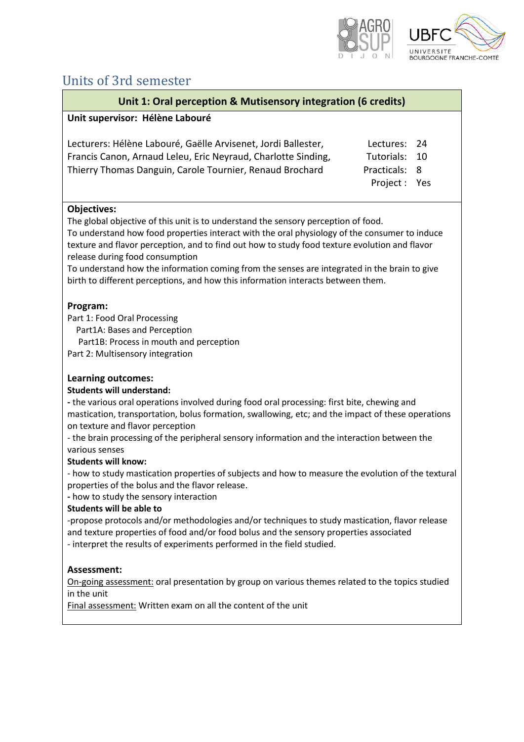## Units of 3rd semester

### Unit 1: Oral perception & Mutisensory integration (6 credits)

**Unit supervisor: Hélène Labouré**

Lecturers: Hélène Labouré, Gaëlle Arvisenet, Jordi Ballester, Francis Canon, Arnaud Leleu, Eric Neyraud, Charlotte Sinding, Thierry Thomas Danguin, Carole Tournier, Renaud Brochard

| | |
|---|---|
| Lectures: | 24 |
| Tutorials: | 10 |
| Practicals: | 8 |
| Project : | Yes |

**Objectives:**

The global objective of this unit is to understand the sensory perception of food.
To understand how food properties interact with the oral physiology of the consumer to induce texture and flavor perception, and to find out how to study food texture evolution and flavor release during food consumption
To understand how the information coming from the senses are integrated in the brain to give birth to different perceptions, and how this information interacts between them.

**Program:**

Part 1: Food Oral Processing
- Part1A: Bases and Perception
- Part1B: Process in mouth and perception

Part 2: Multisensory integration

**Learning outcomes:**

**Students will understand:**

- the various oral operations involved during food oral processing: first bite, chewing and mastication, transportation, bolus formation, swallowing, etc; and the impact of these operations on texture and flavor perception
- the brain processing of the peripheral sensory information and the interaction between the various senses

**Students will know:**

- how to study mastication properties of subjects and how to measure the evolution of the textural properties of the bolus and the flavor release.
- how to study the sensory interaction

**Students will be able to**

- propose protocols and/or methodologies and/or techniques to study mastication, flavor release and texture properties of food and/or food bolus and the sensory properties associated
- interpret the results of experiments performed in the field studied.

**Assessment:**

On-going assessment: oral presentation by group on various themes related to the topics studied in the unit
Final assessment: Written exam on all the content of the unit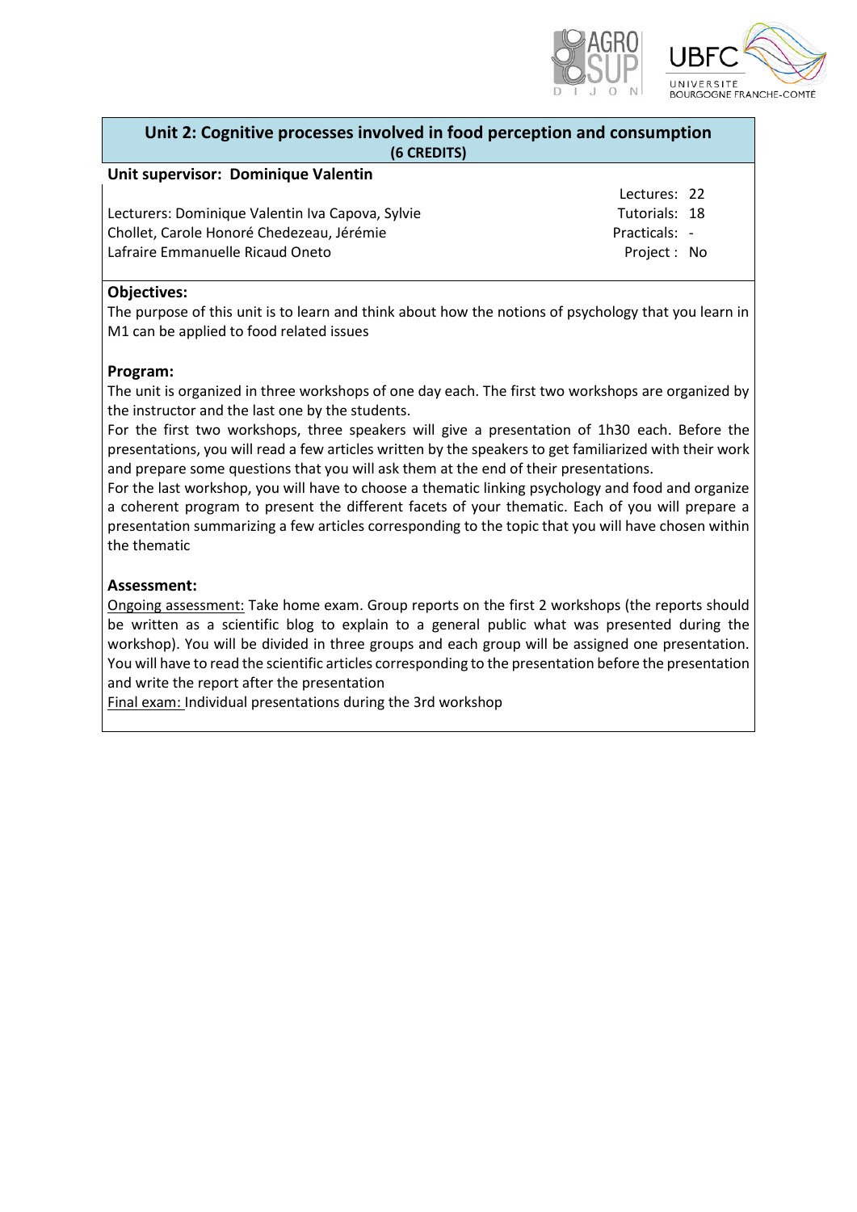## Unit 2: Cognitive processes involved in food perception and consumption
**(6 CREDITS)**

**Unit supervisor: Dominique Valentin**

Lecturers: Dominique Valentin Iva Capova, Sylvie Chollet, Carole Honoré Chedezeau, Jérémie Lafraire Emmanuelle Ricaud Oneto

Lectures: 22
Tutorials: 18
Practicals: -
Project : No

**Objectives:**

The purpose of this unit is to learn and think about how the notions of psychology that you learn in M1 can be applied to food related issues

**Program:**

The unit is organized in three workshops of one day each. The first two workshops are organized by the instructor and the last one by the students.

For the first two workshops, three speakers will give a presentation of 1h30 each. Before the presentations, you will read a few articles written by the speakers to get familiarized with their work and prepare some questions that you will ask them at the end of their presentations.

For the last workshop, you will have to choose a thematic linking psychology and food and organize a coherent program to present the different facets of your thematic. Each of you will prepare a presentation summarizing a few articles corresponding to the topic that you will have chosen within the thematic

**Assessment:**

Ongoing assessment: Take home exam. Group reports on the first 2 workshops (the reports should be written as a scientific blog to explain to a general public what was presented during the workshop). You will be divided in three groups and each group will be assigned one presentation. You will have to read the scientific articles corresponding to the presentation before the presentation and write the report after the presentation

Final exam: Individual presentations during the 3rd workshop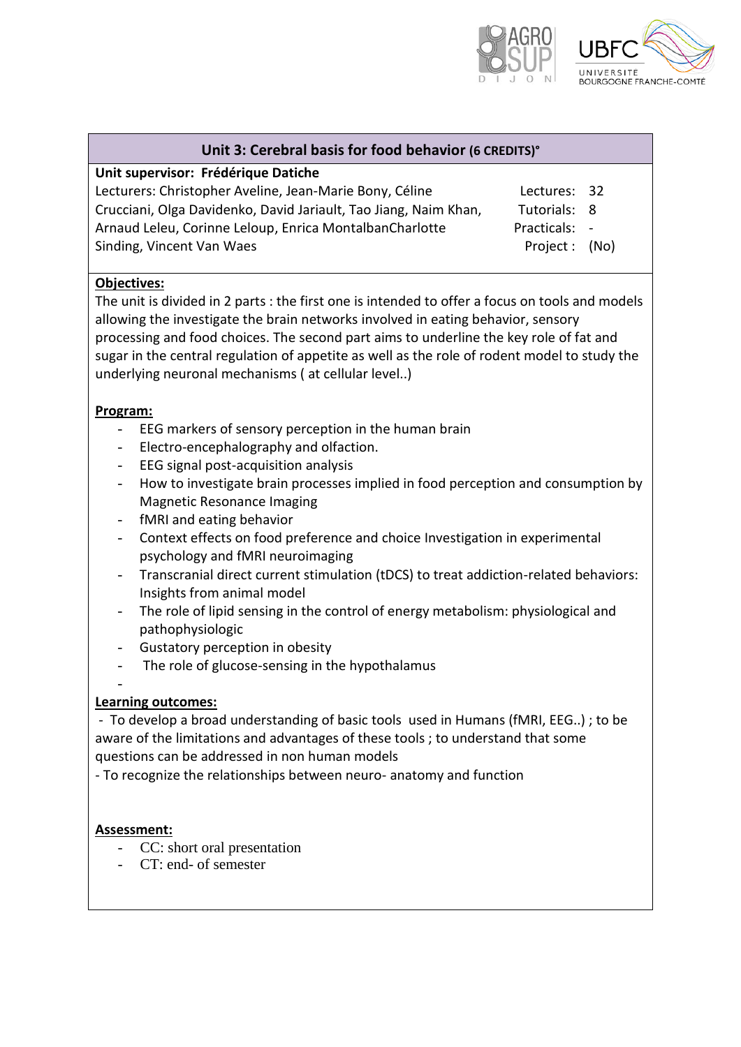## Unit 3: Cerebral basis for food behavior (6 CREDITS)°

**Unit supervisor: Frédérique Datiche**

Lecturers: Christopher Aveline, Jean-Marie Bony, Céline Crucciani, Olga Davidenko, David Jariault, Tao Jiang, Naim Khan, Arnaud Leleu, Corinne Leloup, Enrica MontalbanCharlotte Sinding, Vincent Van Waes

| | |
|---|---|
| Lectures: | 32 |
| Tutorials: | 8 |
| Practicals: | - |
| Project : | (No) |

**Objectives:**

The unit is divided in 2 parts : the first one is intended to offer a focus on tools and models allowing the investigate the brain networks involved in eating behavior, sensory processing and food choices. The second part aims to underline the key role of fat and sugar in the central regulation of appetite as well as the role of rodent model to study the underlying neuronal mechanisms ( at cellular level..)

**Program:**

- EEG markers of sensory perception in the human brain
- Electro-encephalography and olfaction.
- EEG signal post-acquisition analysis
- How to investigate brain processes implied in food perception and consumption by Magnetic Resonance Imaging
- fMRI and eating behavior
- Context effects on food preference and choice Investigation in experimental psychology and fMRI neuroimaging
- Transcranial direct current stimulation (tDCS) to treat addiction-related behaviors: Insights from animal model
- The role of lipid sensing in the control of energy metabolism: physiological and pathophysiologic
- Gustatory perception in obesity
- The role of glucose-sensing in the hypothalamus
-

**Learning outcomes:**

- To develop a broad understanding of basic tools used in Humans (fMRI, EEG..) ; to be aware of the limitations and advantages of these tools ; to understand that some questions can be addressed in non human models
- To recognize the relationships between neuro- anatomy and function

**Assessment:**

- CC: short oral presentation
- CT: end- of semester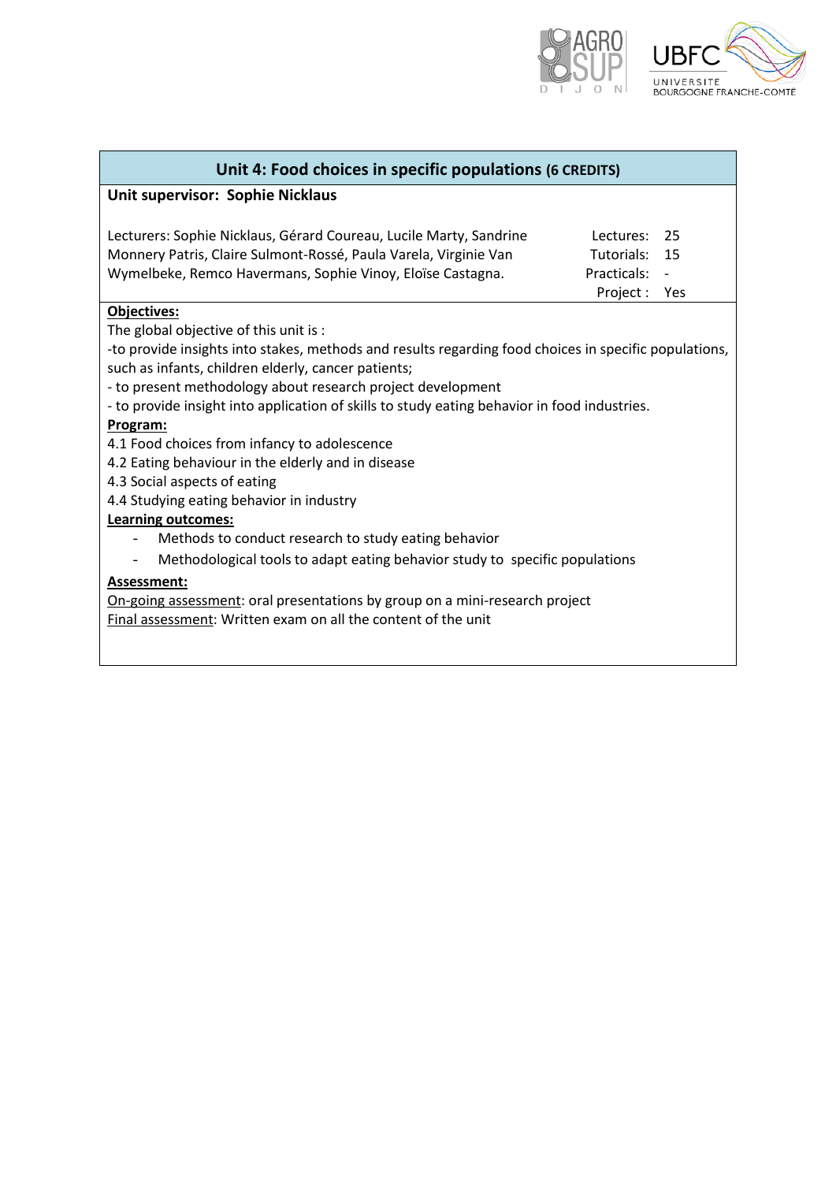## Unit 4: Food choices in specific populations (6 CREDITS)

**Unit supervisor: Sophie Nicklaus**

Lecturers: Sophie Nicklaus, Gérard Coureau, Lucile Marty, Sandrine Monnery Patris, Claire Sulmont-Rossé, Paula Varela, Virginie Van Wymelbeke, Remco Havermans, Sophie Vinoy, Eloïse Castagna.

| | |
|---|---|
| Lectures: | 25 |
| Tutorials: | 15 |
| Practicals: | - |
| Project : | Yes |

**Objectives:**

The global objective of this unit is :

-to provide insights into stakes, methods and results regarding food choices in specific populations, such as infants, children elderly, cancer patients;

- to present methodology about research project development

- to provide insight into application of skills to study eating behavior in food industries.

**Program:**

4.1 Food choices from infancy to adolescence

4.2 Eating behaviour in the elderly and in disease

4.3 Social aspects of eating

4.4 Studying eating behavior in industry

**Learning outcomes:**

- Methods to conduct research to study eating behavior
- Methodological tools to adapt eating behavior study to specific populations

**Assessment:**

On-going assessment: oral presentations by group on a mini-research project

Final assessment: Written exam on all the content of the unit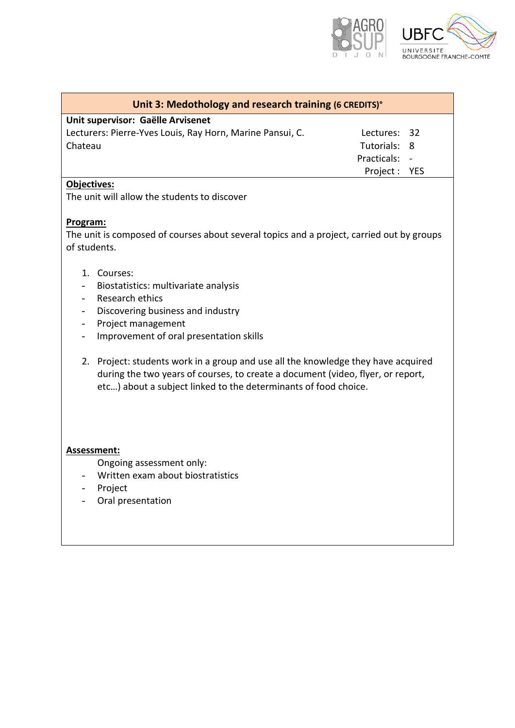## Unit 3: Medothology and research training (6 CREDITS)°

**Unit supervisor: Gaëlle Arvisenet**

Lecturers: Pierre-Yves Louis, Ray Horn, Marine Pansui, C. Chateau

| | |
|---|---|
| Lectures: | 32 |
| Tutorials: | 8 |
| Practicals: | - |
| Project : | YES |

**Objectives:**

The unit will allow the students to discover

**Program:**

The unit is composed of courses about several topics and a project, carried out by groups of students.

1. Courses:
   - Biostatistics: multivariate analysis
   - Research ethics
   - Discovering business and industry
   - Project management
   - Improvement of oral presentation skills

2. Project: students work in a group and use all the knowledge they have acquired during the two years of courses, to create a document (video, flyer, or report, etc…) about a subject linked to the determinants of food choice.

**Assessment:**

Ongoing assessment only:

- Written exam about biostratistics
- Project
- Oral presentation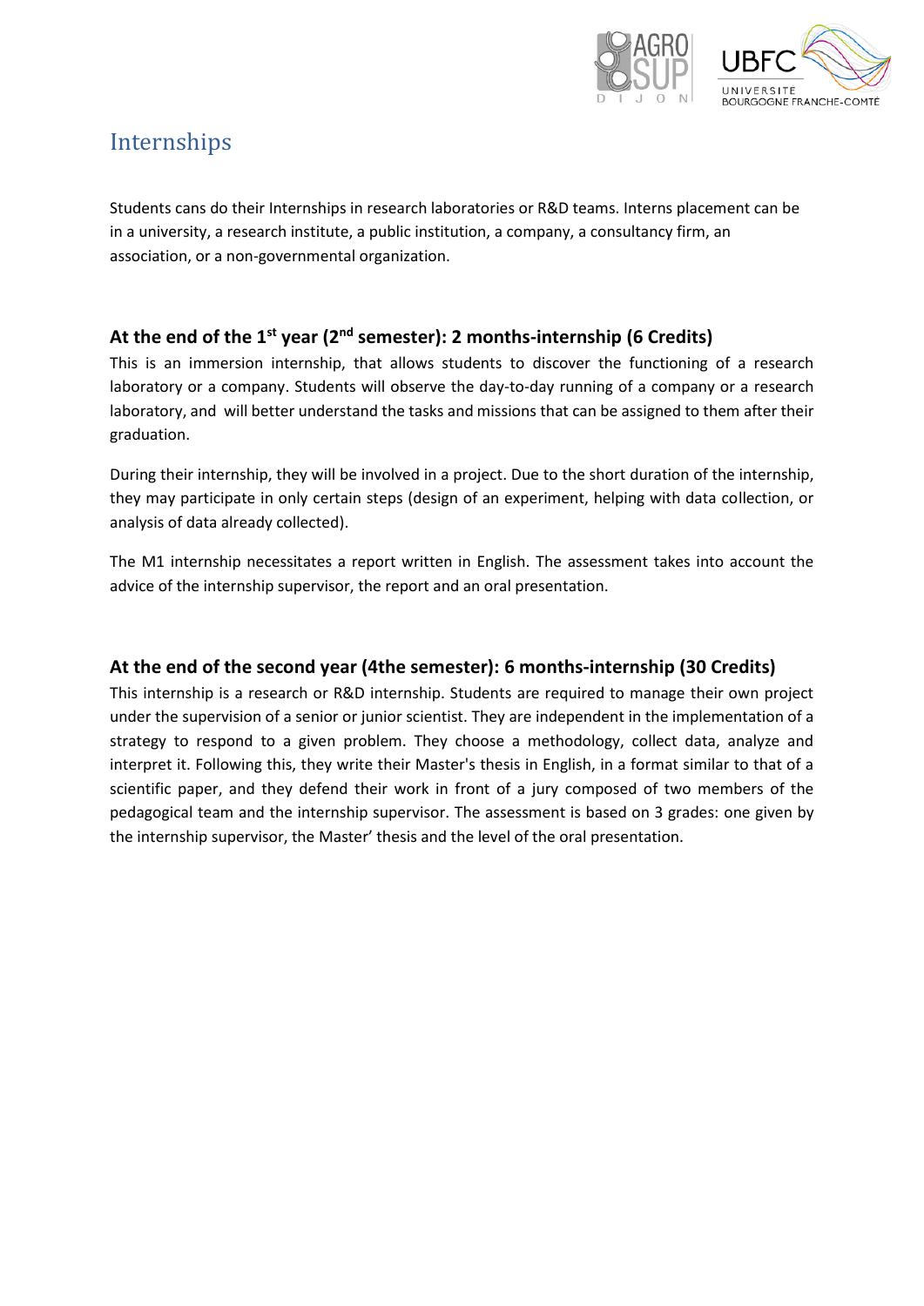# Internships

Students cans do their Internships in research laboratories or R&D teams. Interns placement can be in a university, a research institute, a public institution, a company, a consultancy firm, an association, or a non-governmental organization.

## At the end of the 1st year (2nd semester): 2 months-internship (6 Credits)

This is an immersion internship, that allows students to discover the functioning of a research laboratory or a company. Students will observe the day-to-day running of a company or a research laboratory, and will better understand the tasks and missions that can be assigned to them after their graduation.

During their internship, they will be involved in a project. Due to the short duration of the internship, they may participate in only certain steps (design of an experiment, helping with data collection, or analysis of data already collected).

The M1 internship necessitates a report written in English. The assessment takes into account the advice of the internship supervisor, the report and an oral presentation.

## At the end of the second year (4the semester): 6 months-internship (30 Credits)

This internship is a research or R&D internship. Students are required to manage their own project under the supervision of a senior or junior scientist. They are independent in the implementation of a strategy to respond to a given problem. They choose a methodology, collect data, analyze and interpret it. Following this, they write their Master's thesis in English, in a format similar to that of a scientific paper, and they defend their work in front of a jury composed of two members of the pedagogical team and the internship supervisor. The assessment is based on 3 grades: one given by the internship supervisor, the Master' thesis and the level of the oral presentation.